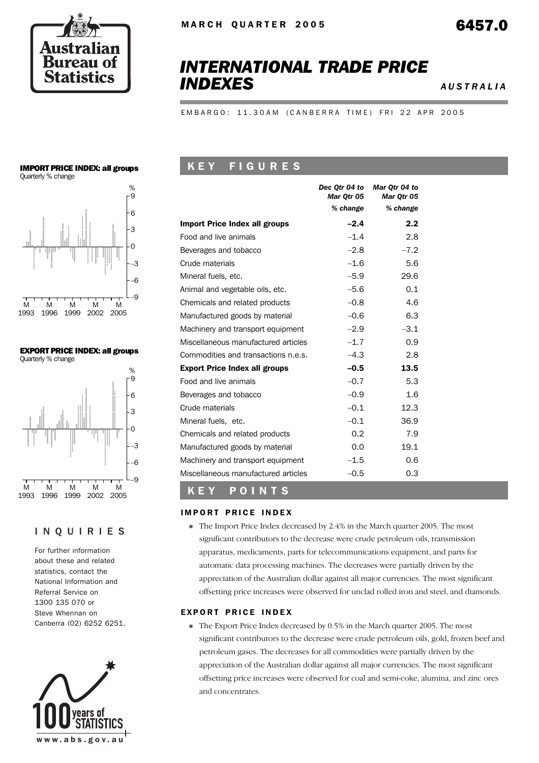MARCH QUARTER 2005

6457.0

# INTERNATIONAL TRADE PRICE INDEXES

AUSTRALIA

EMBARGO: 11.30AM (CANBERRA TIME) FRI 22 APR 2005

## KEY FIGURES

| | Dec Qtr 04 to Mar Qtr 05 | Mar Qtr 04 to Mar Qtr 05 |
|---|---|---|
| | % change | % change |
| **Import Price Index all groups** | **–2.4** | **2.2** |
| Food and live animals | –1.4 | 2.8 |
| Beverages and tobacco | –2.8 | –7.2 |
| Crude materials | –1.6 | 5.6 |
| Mineral fuels, etc. | –5.9 | 29.6 |
| Animal and vegetable oils, etc. | –5.6 | 0.1 |
| Chemicals and related products | –0.8 | 4.6 |
| Manufactured goods by material | –0.6 | 6.3 |
| Machinery and transport equipment | –2.9 | –3.1 |
| Miscellaneous manufactured articles | –1.7 | 0.9 |
| Commodities and transactions n.e.s. | –4.3 | 2.8 |
| **Export Price Index all groups** | **–0.5** | **13.5** |
| Food and live animals | –0.7 | 5.3 |
| Beverages and tobacco | –0.9 | 1.6 |
| Crude materials | –0.1 | 12.3 |
| Mineral fuels, etc. | –0.1 | 36.9 |
| Chemicals and related products | 0.2 | 7.9 |
| Manufactured goods by material | 0.0 | 19.1 |
| Machinery and transport equipment | –1.5 | 0.6 |
| Miscellaneous manufactured articles | –0.5 | 0.3 |

## KEY POINTS

### IMPORT PRICE INDEX

- The Import Price Index decreased by 2.4% in the March quarter 2005. The most significant contributors to the decrease were crude petroleum oils, transmission apparatus, medicaments, parts for telecommunications equipment, and parts for automatic data processing machines. The decreases were partially driven by the appreciation of the Australian dollar against all major currencies. The most significant offsetting price increases were observed for unclad rolled iron and steel, and diamonds.

### EXPORT PRICE INDEX

- The Export Price Index decreased by 0.5% in the March quarter 2005. The most significant contributors to the decrease were crude petroleum oils, gold, frozen beef and petroleum gases. The decreases for all commodities were partially driven by the appreciation of the Australian dollar against all major currencies. The most significant offsetting price increases were observed for coal and semi-coke, alumina, and zinc ores and concentrates.

**IMPORT PRICE INDEX: all groups**
Quarterly % change

**EXPORT PRICE INDEX: all groups**
Quarterly % change

## INQUIRIES

For further information about these and related statistics, contact the National Information and Referral Service on 1300 135 070 or Steve Whennan on Canberra (02) 6252 6251.

www.abs.gov.au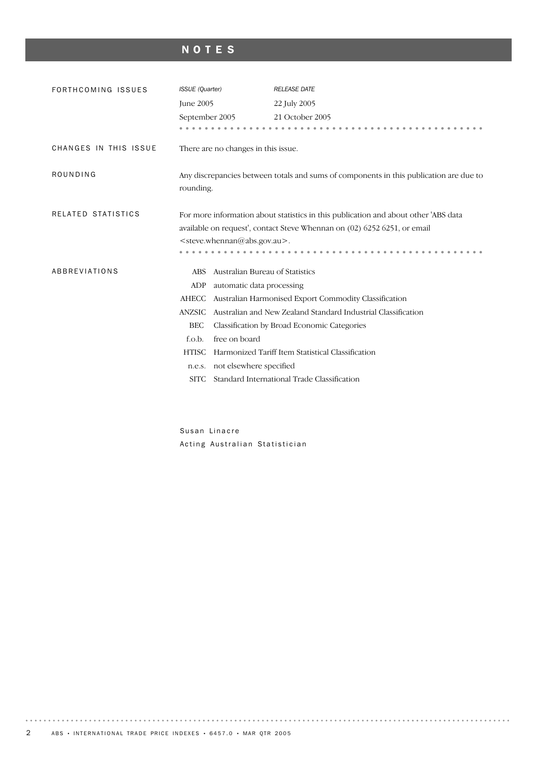# NOTES

## FORTHCOMING ISSUES

| *ISSUE (Quarter)* | *RELEASE DATE* |
| --- | --- |
| June 2005 | 22 July 2005 |
| September 2005 | 21 October 2005 |

## CHANGES IN THIS ISSUE

There are no changes in this issue.

## ROUNDING

Any discrepancies between totals and sums of components in this publication are due to rounding.

## RELATED STATISTICS

For more information about statistics in this publication and about other 'ABS data available on request', contact Steve Whennan on (02) 6252 6251, or email <steve.whennan@abs.gov.au>.

## ABBREVIATIONS

| | |
| --- | --- |
| ABS | Australian Bureau of Statistics |
| ADP | automatic data processing |
| AHECC | Australian Harmonised Export Commodity Classification |
| ANZSIC | Australian and New Zealand Standard Industrial Classification |
| BEC | Classification by Broad Economic Categories |
| f.o.b. | free on board |
| HTISC | Harmonized Tariff Item Statistical Classification |
| n.e.s. | not elsewhere specified |
| SITC | Standard International Trade Classification |

Susan Linacre
Acting Australian Statistician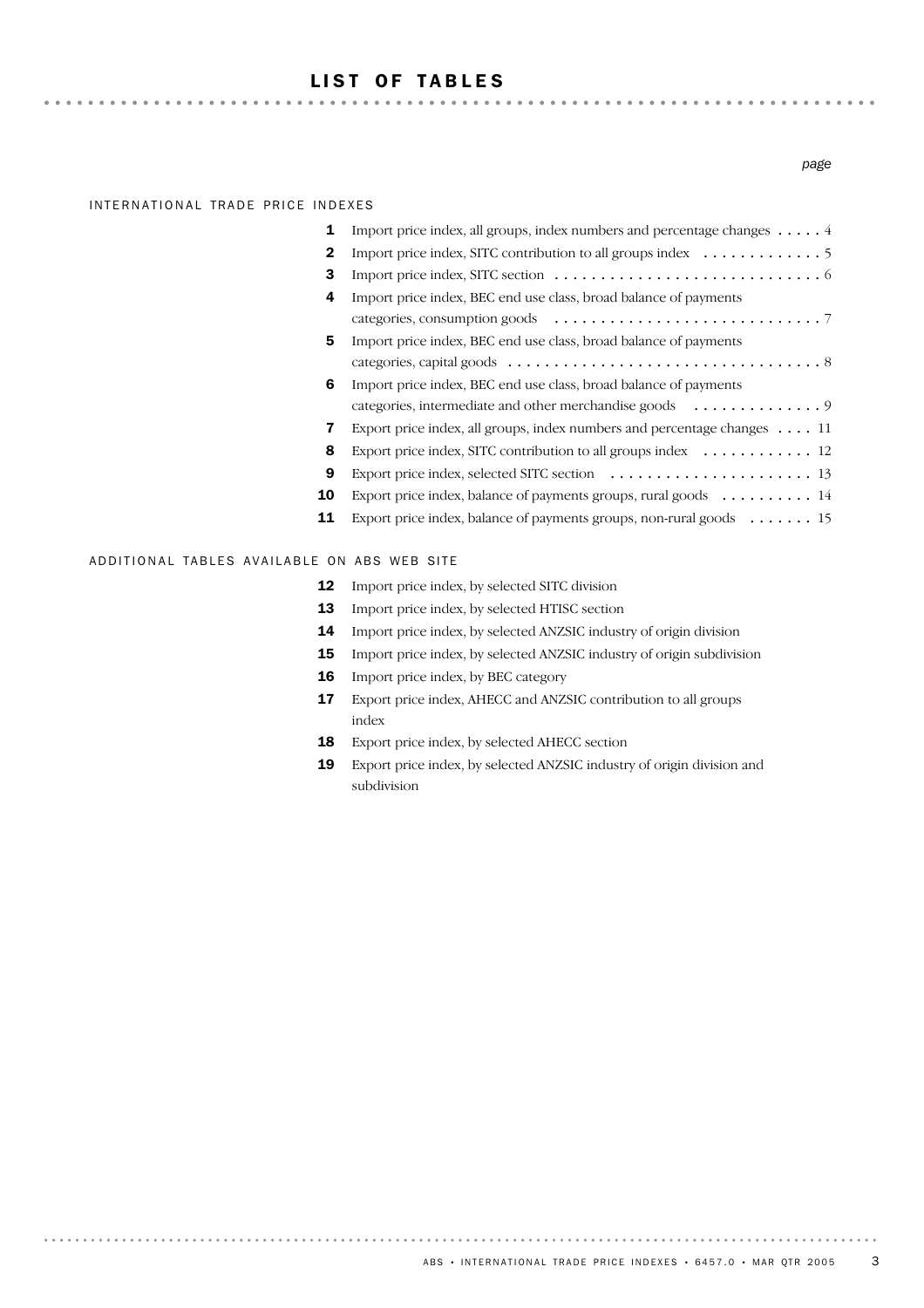# LIST OF TABLES

*page*

## INTERNATIONAL TRADE PRICE INDEXES

| | | page |
|---|---|---|
| **1** | Import price index, all groups, index numbers and percentage changes | 4 |
| **2** | Import price index, SITC contribution to all groups index | 5 |
| **3** | Import price index, SITC section | 6 |
| **4** | Import price index, BEC end use class, broad balance of payments categories, consumption goods | 7 |
| **5** | Import price index, BEC end use class, broad balance of payments categories, capital goods | 8 |
| **6** | Import price index, BEC end use class, broad balance of payments categories, intermediate and other merchandise goods | 9 |
| **7** | Export price index, all groups, index numbers and percentage changes | 11 |
| **8** | Export price index, SITC contribution to all groups index | 12 |
| **9** | Export price index, selected SITC section | 13 |
| **10** | Export price index, balance of payments groups, rural goods | 14 |
| **11** | Export price index, balance of payments groups, non-rural goods | 15 |

## ADDITIONAL TABLES AVAILABLE ON ABS WEB SITE

**12** Import price index, by selected SITC division

**13** Import price index, by selected HTISC section

**14** Import price index, by selected ANZSIC industry of origin division

**15** Import price index, by selected ANZSIC industry of origin subdivision

**16** Import price index, by BEC category

**17** Export price index, AHECC and ANZSIC contribution to all groups index

**18** Export price index, by selected AHECC section

**19** Export price index, by selected ANZSIC industry of origin division and subdivision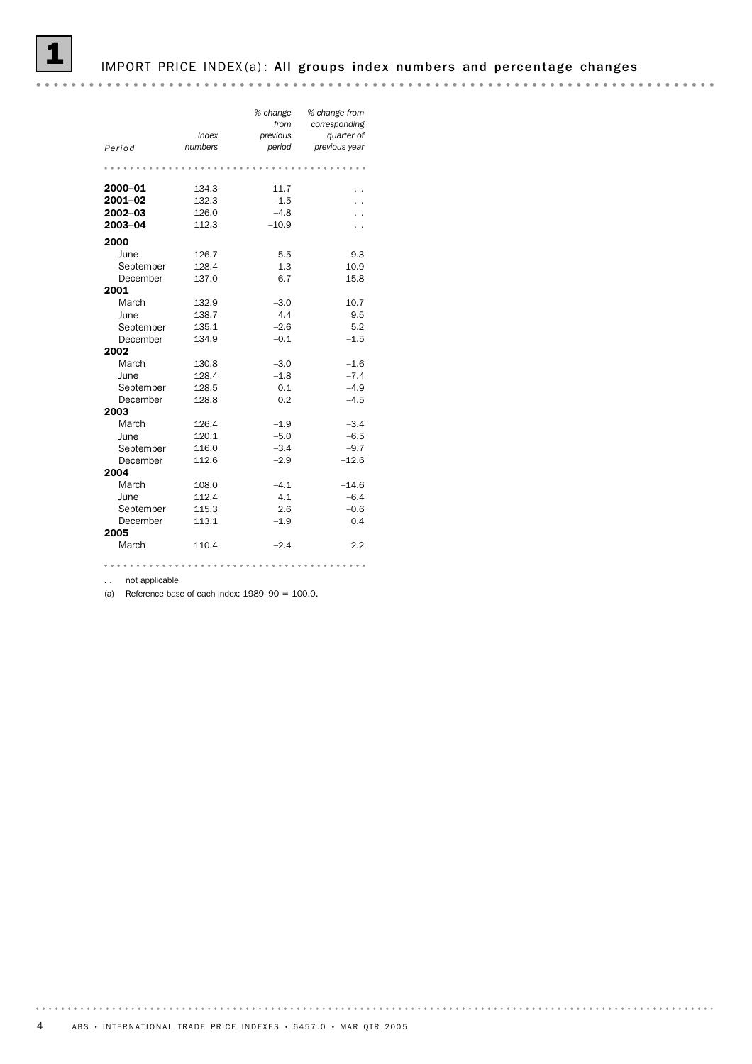# 1 IMPORT PRICE INDEX(a): All groups index numbers and percentage changes

| Period | Index numbers | % change from previous period | % change from corresponding quarter of previous year |
|---|---|---|---|
| **2000–01** | 134.3 | 11.7 | . . |
| **2001–02** | 132.3 | –1.5 | . . |
| **2002–03** | 126.0 | –4.8 | . . |
| **2003–04** | 112.3 | –10.9 | . . |
| **2000** | | | |
| June | 126.7 | 5.5 | 9.3 |
| September | 128.4 | 1.3 | 10.9 |
| December | 137.0 | 6.7 | 15.8 |
| **2001** | | | |
| March | 132.9 | –3.0 | 10.7 |
| June | 138.7 | 4.4 | 9.5 |
| September | 135.1 | –2.6 | 5.2 |
| December | 134.9 | –0.1 | –1.5 |
| **2002** | | | |
| March | 130.8 | –3.0 | –1.6 |
| June | 128.4 | –1.8 | –7.4 |
| September | 128.5 | 0.1 | –4.9 |
| December | 128.8 | 0.2 | –4.5 |
| **2003** | | | |
| March | 126.4 | –1.9 | –3.4 |
| June | 120.1 | –5.0 | –6.5 |
| September | 116.0 | –3.4 | –9.7 |
| December | 112.6 | –2.9 | –12.6 |
| **2004** | | | |
| March | 108.0 | –4.1 | –14.6 |
| June | 112.4 | 4.1 | –6.4 |
| September | 115.3 | 2.6 | –0.6 |
| December | 113.1 | –1.9 | 0.4 |
| **2005** | | | |
| March | 110.4 | –2.4 | 2.2 |

. . not applicable

(a) Reference base of each index: 1989–90 = 100.0.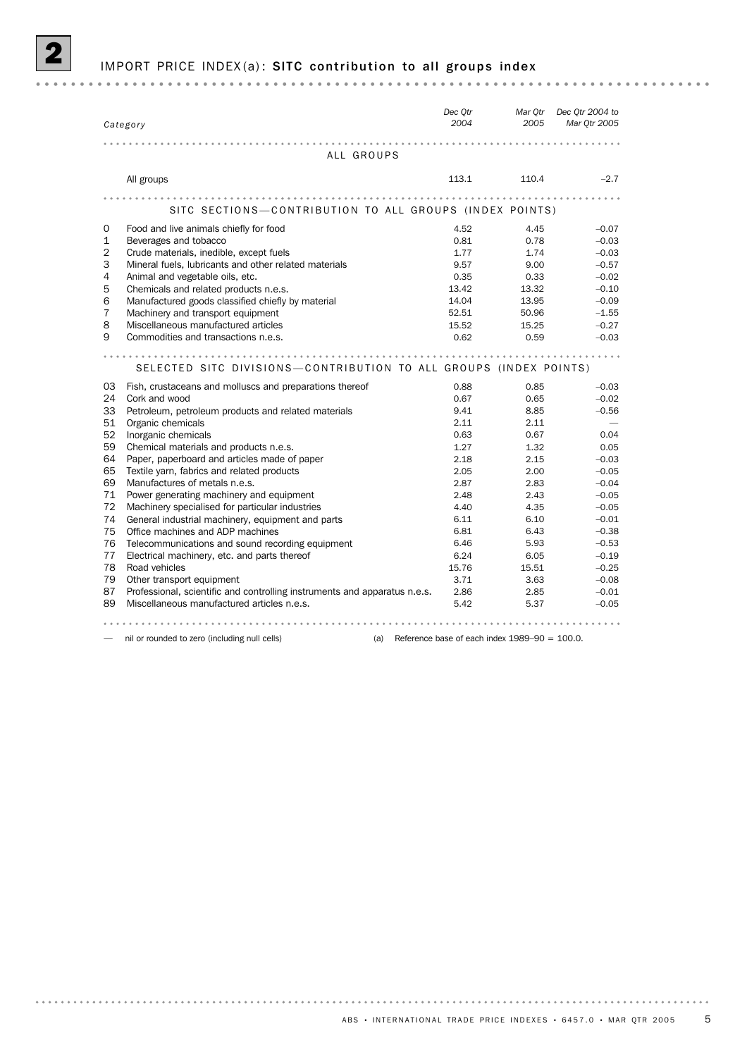# 2 IMPORT PRICE INDEX(a): SITC contribution to all groups index

| | Category | Dec Qtr 2004 | Mar Qtr 2005 | Dec Qtr 2004 to Mar Qtr 2005 |
|---|---|---|---|---|
| | **ALL GROUPS** | | | |
| | All groups | 113.1 | 110.4 | –2.7 |
| | **SITC SECTIONS—CONTRIBUTION TO ALL GROUPS (INDEX POINTS)** | | | |
| 0 | Food and live animals chiefly for food | 4.52 | 4.45 | –0.07 |
| 1 | Beverages and tobacco | 0.81 | 0.78 | –0.03 |
| 2 | Crude materials, inedible, except fuels | 1.77 | 1.74 | –0.03 |
| 3 | Mineral fuels, lubricants and other related materials | 9.57 | 9.00 | –0.57 |
| 4 | Animal and vegetable oils, etc. | 0.35 | 0.33 | –0.02 |
| 5 | Chemicals and related products n.e.s. | 13.42 | 13.32 | –0.10 |
| 6 | Manufactured goods classified chiefly by material | 14.04 | 13.95 | –0.09 |
| 7 | Machinery and transport equipment | 52.51 | 50.96 | –1.55 |
| 8 | Miscellaneous manufactured articles | 15.52 | 15.25 | –0.27 |
| 9 | Commodities and transactions n.e.s. | 0.62 | 0.59 | –0.03 |
| | **SELECTED SITC DIVISIONS—CONTRIBUTION TO ALL GROUPS (INDEX POINTS)** | | | |
| 03 | Fish, crustaceans and molluscs and preparations thereof | 0.88 | 0.85 | –0.03 |
| 24 | Cork and wood | 0.67 | 0.65 | –0.02 |
| 33 | Petroleum, petroleum products and related materials | 9.41 | 8.85 | –0.56 |
| 51 | Organic chemicals | 2.11 | 2.11 | — |
| 52 | Inorganic chemicals | 0.63 | 0.67 | 0.04 |
| 59 | Chemical materials and products n.e.s. | 1.27 | 1.32 | 0.05 |
| 64 | Paper, paperboard and articles made of paper | 2.18 | 2.15 | –0.03 |
| 65 | Textile yarn, fabrics and related products | 2.05 | 2.00 | –0.05 |
| 69 | Manufactures of metals n.e.s. | 2.87 | 2.83 | –0.04 |
| 71 | Power generating machinery and equipment | 2.48 | 2.43 | –0.05 |
| 72 | Machinery specialised for particular industries | 4.40 | 4.35 | –0.05 |
| 74 | General industrial machinery, equipment and parts | 6.11 | 6.10 | –0.01 |
| 75 | Office machines and ADP machines | 6.81 | 6.43 | –0.38 |
| 76 | Telecommunications and sound recording equipment | 6.46 | 5.93 | –0.53 |
| 77 | Electrical machinery, etc. and parts thereof | 6.24 | 6.05 | –0.19 |
| 78 | Road vehicles | 15.76 | 15.51 | –0.25 |
| 79 | Other transport equipment | 3.71 | 3.63 | –0.08 |
| 87 | Professional, scientific and controlling instruments and apparatus n.e.s. | 2.86 | 2.85 | –0.01 |
| 89 | Miscellaneous manufactured articles n.e.s. | 5.42 | 5.37 | –0.05 |

— nil or rounded to zero (including null cells)

(a) Reference base of each index 1989–90 = 100.0.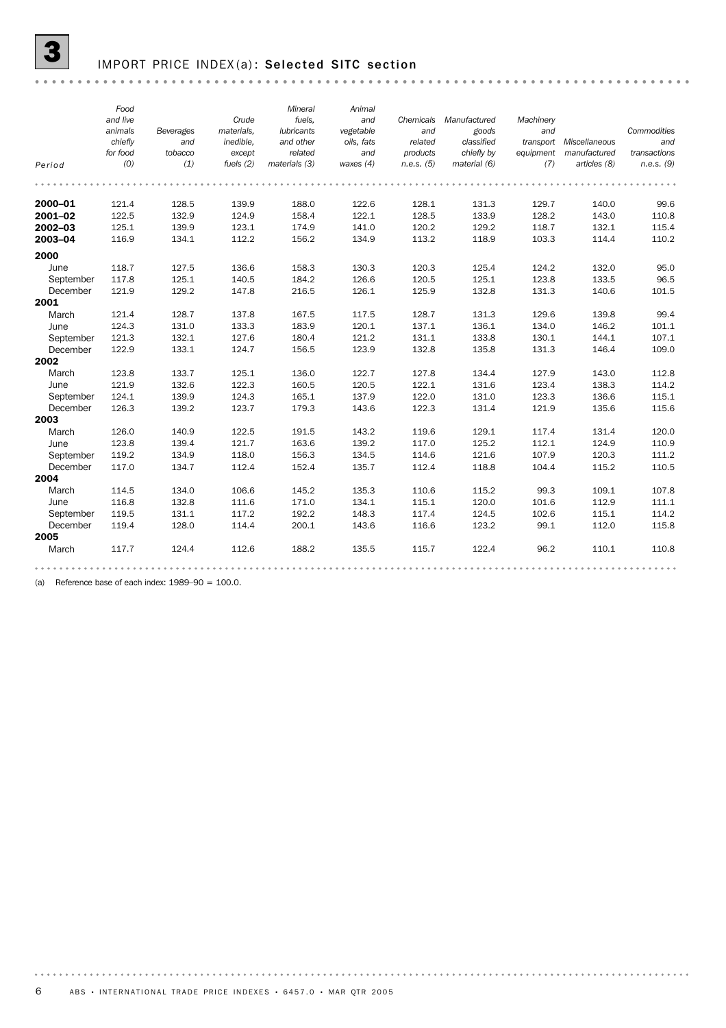## 3 IMPORT PRICE INDEX(a): Selected SITC section

| Period | Food and live animals chiefly for food (0) | Beverages and tobacco (1) | Crude materials, inedible, except fuels (2) | Mineral fuels, lubricants and other related materials (3) | Animal and vegetable oils, fats and waxes (4) | Chemicals and related products n.e.s. (5) | Manufactured goods classified chiefly by material (6) | Machinery and transport equipment (7) | Miscellaneous manufactured articles (8) | Commodities and transactions n.e.s. (9) |
|---|---|---|---|---|---|---|---|---|---|---|
| **2000–01** | 121.4 | 128.5 | 139.9 | 188.0 | 122.6 | 128.1 | 131.3 | 129.7 | 140.0 | 99.6 |
| **2001–02** | 122.5 | 132.9 | 124.9 | 158.4 | 122.1 | 128.5 | 133.9 | 128.2 | 143.0 | 110.8 |
| **2002–03** | 125.1 | 139.9 | 123.1 | 174.9 | 141.0 | 120.2 | 129.2 | 118.7 | 132.1 | 115.4 |
| **2003–04** | 116.9 | 134.1 | 112.2 | 156.2 | 134.9 | 113.2 | 118.9 | 103.3 | 114.4 | 110.2 |
| **2000** | | | | | | | | | | |
| June | 118.7 | 127.5 | 136.6 | 158.3 | 130.3 | 120.3 | 125.4 | 124.2 | 132.0 | 95.0 |
| September | 117.8 | 125.1 | 140.5 | 184.2 | 126.6 | 120.5 | 125.1 | 123.8 | 133.5 | 96.5 |
| December | 121.9 | 129.2 | 147.8 | 216.5 | 126.1 | 125.9 | 132.8 | 131.3 | 140.6 | 101.5 |
| **2001** | | | | | | | | | | |
| March | 121.4 | 128.7 | 137.8 | 167.5 | 117.5 | 128.7 | 131.3 | 129.6 | 139.8 | 99.4 |
| June | 124.3 | 131.0 | 133.3 | 183.9 | 120.1 | 137.1 | 136.1 | 134.0 | 146.2 | 101.1 |
| September | 121.3 | 132.1 | 127.6 | 180.4 | 121.2 | 131.1 | 133.8 | 130.1 | 144.1 | 107.1 |
| December | 122.9 | 133.1 | 124.7 | 156.5 | 123.9 | 132.8 | 135.8 | 131.3 | 146.4 | 109.0 |
| **2002** | | | | | | | | | | |
| March | 123.8 | 133.7 | 125.1 | 136.0 | 122.7 | 127.8 | 134.4 | 127.9 | 143.0 | 112.8 |
| June | 121.9 | 132.6 | 122.3 | 160.5 | 120.5 | 122.1 | 131.6 | 123.4 | 138.3 | 114.2 |
| September | 124.1 | 139.9 | 124.3 | 165.1 | 137.9 | 122.0 | 131.0 | 123.3 | 136.6 | 115.1 |
| December | 126.3 | 139.2 | 123.7 | 179.3 | 143.6 | 122.3 | 131.4 | 121.9 | 135.6 | 115.6 |
| **2003** | | | | | | | | | | |
| March | 126.0 | 140.9 | 122.5 | 191.5 | 143.2 | 119.6 | 129.1 | 117.4 | 131.4 | 120.0 |
| June | 123.8 | 139.4 | 121.7 | 163.6 | 139.2 | 117.0 | 125.2 | 112.1 | 124.9 | 110.9 |
| September | 119.2 | 134.9 | 118.0 | 156.3 | 134.5 | 114.6 | 121.6 | 107.9 | 120.3 | 111.2 |
| December | 117.0 | 134.7 | 112.4 | 152.4 | 135.7 | 112.4 | 118.8 | 104.4 | 115.2 | 110.5 |
| **2004** | | | | | | | | | | |
| March | 114.5 | 134.0 | 106.6 | 145.2 | 135.3 | 110.6 | 115.2 | 99.3 | 109.1 | 107.8 |
| June | 116.8 | 132.8 | 111.6 | 171.0 | 134.1 | 115.1 | 120.0 | 101.6 | 112.9 | 111.1 |
| September | 119.5 | 131.1 | 117.2 | 192.2 | 148.3 | 117.4 | 124.5 | 102.6 | 115.1 | 114.2 |
| December | 119.4 | 128.0 | 114.4 | 200.1 | 143.6 | 116.6 | 123.2 | 99.1 | 112.0 | 115.8 |
| **2005** | | | | | | | | | | |
| March | 117.7 | 124.4 | 112.6 | 188.2 | 135.5 | 115.7 | 122.4 | 96.2 | 110.1 | 110.8 |

(a) Reference base of each index: 1989–90 = 100.0.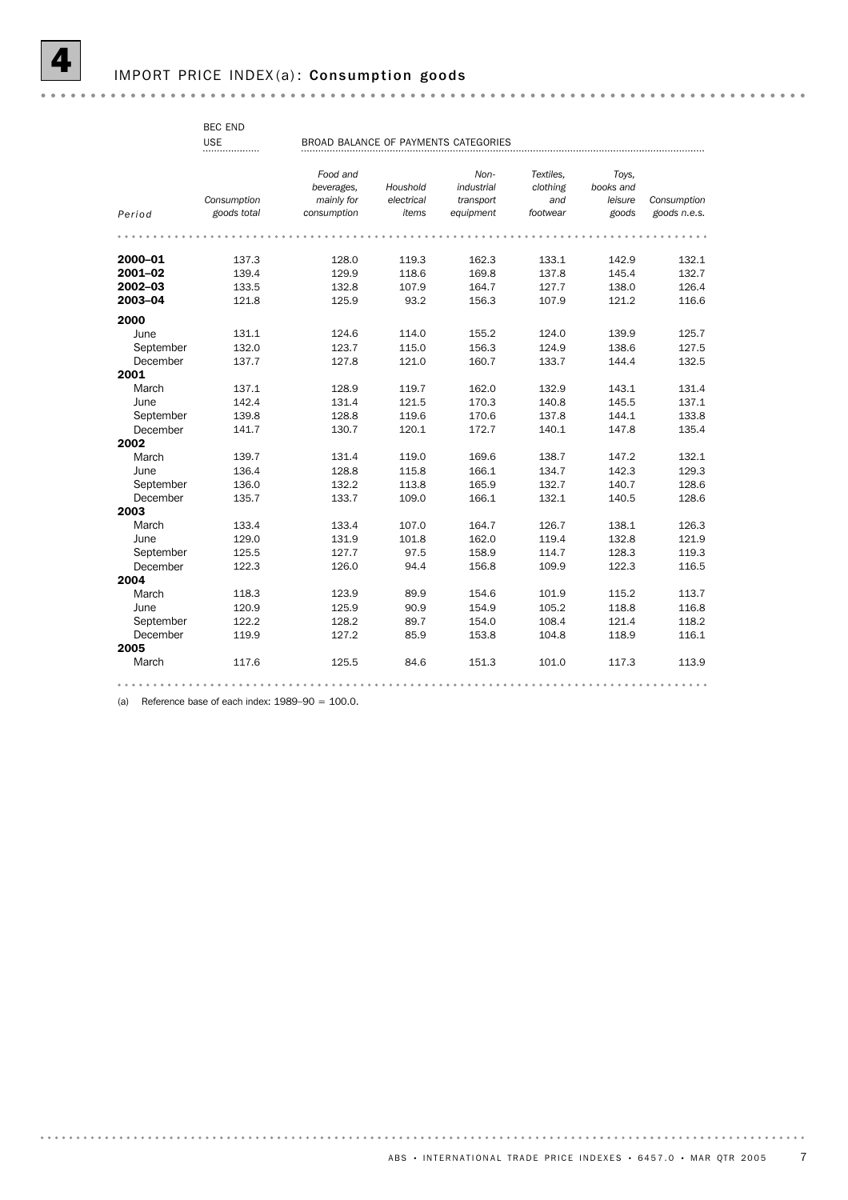# 4 IMPORT PRICE INDEX(a): Consumption goods

| | BEC END USE | BROAD BALANCE OF PAYMENTS CATEGORIES | | | | | |
|---|---|---|---|---|---|---|---|
| Period | Consumption goods total | Food and beverages, mainly for consumption | Houshold electrical items | Non-industrial transport equipment | Textiles, clothing and footwear | Toys, books and leisure goods | Consumption goods n.e.s. |
| **2000–01** | 137.3 | 128.0 | 119.3 | 162.3 | 133.1 | 142.9 | 132.1 |
| **2001–02** | 139.4 | 129.9 | 118.6 | 169.8 | 137.8 | 145.4 | 132.7 |
| **2002–03** | 133.5 | 132.8 | 107.9 | 164.7 | 127.7 | 138.0 | 126.4 |
| **2003–04** | 121.8 | 125.9 | 93.2 | 156.3 | 107.9 | 121.2 | 116.6 |
| **2000** | | | | | | | |
| June | 131.1 | 124.6 | 114.0 | 155.2 | 124.0 | 139.9 | 125.7 |
| September | 132.0 | 123.7 | 115.0 | 156.3 | 124.9 | 138.6 | 127.5 |
| December | 137.7 | 127.8 | 121.0 | 160.7 | 133.7 | 144.4 | 132.5 |
| **2001** | | | | | | | |
| March | 137.1 | 128.9 | 119.7 | 162.0 | 132.9 | 143.1 | 131.4 |
| June | 142.4 | 131.4 | 121.5 | 170.3 | 140.8 | 145.5 | 137.1 |
| September | 139.8 | 128.8 | 119.6 | 170.6 | 137.8 | 144.1 | 133.8 |
| December | 141.7 | 130.7 | 120.1 | 172.7 | 140.1 | 147.8 | 135.4 |
| **2002** | | | | | | | |
| March | 139.7 | 131.4 | 119.0 | 169.6 | 138.7 | 147.2 | 132.1 |
| June | 136.4 | 128.8 | 115.8 | 166.1 | 134.7 | 142.3 | 129.3 |
| September | 136.0 | 132.2 | 113.8 | 165.9 | 132.7 | 140.7 | 128.6 |
| December | 135.7 | 133.7 | 109.0 | 166.1 | 132.1 | 140.5 | 128.6 |
| **2003** | | | | | | | |
| March | 133.4 | 133.4 | 107.0 | 164.7 | 126.7 | 138.1 | 126.3 |
| June | 129.0 | 131.9 | 101.8 | 162.0 | 119.4 | 132.8 | 121.9 |
| September | 125.5 | 127.7 | 97.5 | 158.9 | 114.7 | 128.3 | 119.3 |
| December | 122.3 | 126.0 | 94.4 | 156.8 | 109.9 | 122.3 | 116.5 |
| **2004** | | | | | | | |
| March | 118.3 | 123.9 | 89.9 | 154.6 | 101.9 | 115.2 | 113.7 |
| June | 120.9 | 125.9 | 90.9 | 154.9 | 105.2 | 118.8 | 116.8 |
| September | 122.2 | 128.2 | 89.7 | 154.0 | 108.4 | 121.4 | 118.2 |
| December | 119.9 | 127.2 | 85.9 | 153.8 | 104.8 | 118.9 | 116.1 |
| **2005** | | | | | | | |
| March | 117.6 | 125.5 | 84.6 | 151.3 | 101.0 | 117.3 | 113.9 |

(a) Reference base of each index: 1989–90 = 100.0.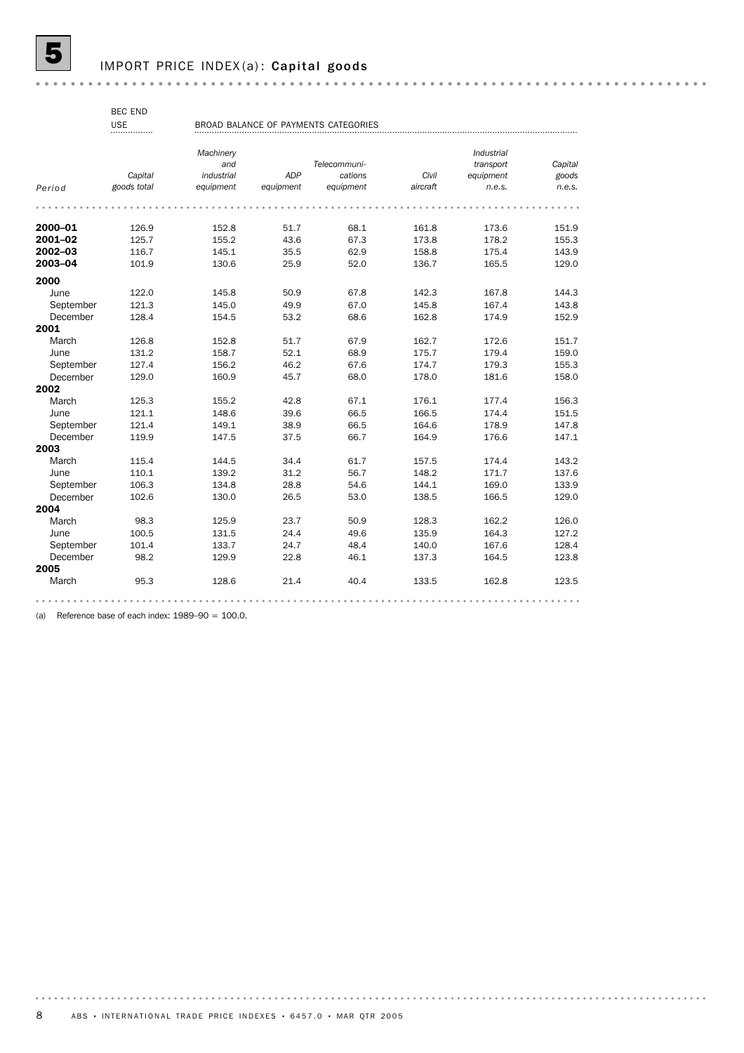## 5 IMPORT PRICE INDEX(a): Capital goods

| | BEC END USE | BROAD BALANCE OF PAYMENTS CATEGORIES | | | | | |
|---|---|---|---|---|---|---|---|
| Period | *Capital goods total* | *Machinery and industrial equipment* | *ADP equipment* | *Telecommunications equipment* | *Civil aircraft* | *Industrial transport equipment n.e.s.* | *Capital goods n.e.s.* |
| **2000–01** | 126.9 | 152.8 | 51.7 | 68.1 | 161.8 | 173.6 | 151.9 |
| **2001–02** | 125.7 | 155.2 | 43.6 | 67.3 | 173.8 | 178.2 | 155.3 |
| **2002–03** | 116.7 | 145.1 | 35.5 | 62.9 | 158.8 | 175.4 | 143.9 |
| **2003–04** | 101.9 | 130.6 | 25.9 | 52.0 | 136.7 | 165.5 | 129.0 |
| **2000** | | | | | | | |
| June | 122.0 | 145.8 | 50.9 | 67.8 | 142.3 | 167.8 | 144.3 |
| September | 121.3 | 145.0 | 49.9 | 67.0 | 145.8 | 167.4 | 143.8 |
| December | 128.4 | 154.5 | 53.2 | 68.6 | 162.8 | 174.9 | 152.9 |
| **2001** | | | | | | | |
| March | 126.8 | 152.8 | 51.7 | 67.9 | 162.7 | 172.6 | 151.7 |
| June | 131.2 | 158.7 | 52.1 | 68.9 | 175.7 | 179.4 | 159.0 |
| September | 127.4 | 156.2 | 46.2 | 67.6 | 174.7 | 179.3 | 155.3 |
| December | 129.0 | 160.9 | 45.7 | 68.0 | 178.0 | 181.6 | 158.0 |
| **2002** | | | | | | | |
| March | 125.3 | 155.2 | 42.8 | 67.1 | 176.1 | 177.4 | 156.3 |
| June | 121.1 | 148.6 | 39.6 | 66.5 | 166.5 | 174.4 | 151.5 |
| September | 121.4 | 149.1 | 38.9 | 66.5 | 164.6 | 178.9 | 147.8 |
| December | 119.9 | 147.5 | 37.5 | 66.7 | 164.9 | 176.6 | 147.1 |
| **2003** | | | | | | | |
| March | 115.4 | 144.5 | 34.4 | 61.7 | 157.5 | 174.4 | 143.2 |
| June | 110.1 | 139.2 | 31.2 | 56.7 | 148.2 | 171.7 | 137.6 |
| September | 106.3 | 134.8 | 28.8 | 54.6 | 144.1 | 169.0 | 133.9 |
| December | 102.6 | 130.0 | 26.5 | 53.0 | 138.5 | 166.5 | 129.0 |
| **2004** | | | | | | | |
| March | 98.3 | 125.9 | 23.7 | 50.9 | 128.3 | 162.2 | 126.0 |
| June | 100.5 | 131.5 | 24.4 | 49.6 | 135.9 | 164.3 | 127.2 |
| September | 101.4 | 133.7 | 24.7 | 48.4 | 140.0 | 167.6 | 128.4 |
| December | 98.2 | 129.9 | 22.8 | 46.1 | 137.3 | 164.5 | 123.8 |
| **2005** | | | | | | | |
| March | 95.3 | 128.6 | 21.4 | 40.4 | 133.5 | 162.8 | 123.5 |

(a) Reference base of each index: 1989–90 = 100.0.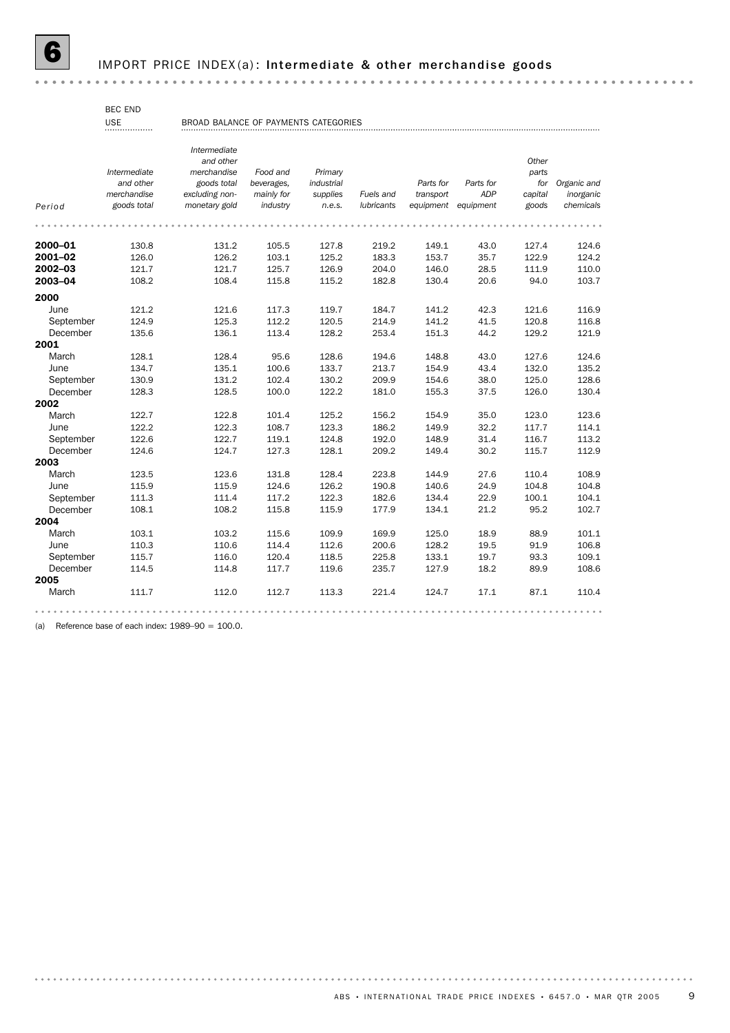## 6 IMPORT PRICE INDEX(a): Intermediate & other merchandise goods

| | BEC END USE | BROAD BALANCE OF PAYMENTS CATEGORIES | | | | | | | |
|---|---|---|---|---|---|---|---|---|---|
| Period | *Intermediate and other merchandise goods total* | *Intermediate and other merchandise goods total excluding non-monetary gold* | *Food and beverages, mainly for industry* | *Primary industrial supplies n.e.s.* | *Fuels and lubricants* | *Parts for transport equipment* | *Parts for ADP equipment* | *Other parts for capital goods* | *Organic and inorganic chemicals* |
| **2000–01** | 130.8 | 131.2 | 105.5 | 127.8 | 219.2 | 149.1 | 43.0 | 127.4 | 124.6 |
| **2001–02** | 126.0 | 126.2 | 103.1 | 125.2 | 183.3 | 153.7 | 35.7 | 122.9 | 124.2 |
| **2002–03** | 121.7 | 121.7 | 125.7 | 126.9 | 204.0 | 146.0 | 28.5 | 111.9 | 110.0 |
| **2003–04** | 108.2 | 108.4 | 115.8 | 115.2 | 182.8 | 130.4 | 20.6 | 94.0 | 103.7 |
| **2000** | | | | | | | | | |
| June | 121.2 | 121.6 | 117.3 | 119.7 | 184.7 | 141.2 | 42.3 | 121.6 | 116.9 |
| September | 124.9 | 125.3 | 112.2 | 120.5 | 214.9 | 141.2 | 41.5 | 120.8 | 116.8 |
| December | 135.6 | 136.1 | 113.4 | 128.2 | 253.4 | 151.3 | 44.2 | 129.2 | 121.9 |
| **2001** | | | | | | | | | |
| March | 128.1 | 128.4 | 95.6 | 128.6 | 194.6 | 148.8 | 43.0 | 127.6 | 124.6 |
| June | 134.7 | 135.1 | 100.6 | 133.7 | 213.7 | 154.9 | 43.4 | 132.0 | 135.2 |
| September | 130.9 | 131.2 | 102.4 | 130.2 | 209.9 | 154.6 | 38.0 | 125.0 | 128.6 |
| December | 128.3 | 128.5 | 100.0 | 122.2 | 181.0 | 155.3 | 37.5 | 126.0 | 130.4 |
| **2002** | | | | | | | | | |
| March | 122.7 | 122.8 | 101.4 | 125.2 | 156.2 | 154.9 | 35.0 | 123.0 | 123.6 |
| June | 122.2 | 122.3 | 108.7 | 123.3 | 186.2 | 149.9 | 32.2 | 117.7 | 114.1 |
| September | 122.6 | 122.7 | 119.1 | 124.8 | 192.0 | 148.9 | 31.4 | 116.7 | 113.2 |
| December | 124.6 | 124.7 | 127.3 | 128.1 | 209.2 | 149.4 | 30.2 | 115.7 | 112.9 |
| **2003** | | | | | | | | | |
| March | 123.5 | 123.6 | 131.8 | 128.4 | 223.8 | 144.9 | 27.6 | 110.4 | 108.9 |
| June | 115.9 | 115.9 | 124.6 | 126.2 | 190.8 | 140.6 | 24.9 | 104.8 | 104.8 |
| September | 111.3 | 111.4 | 117.2 | 122.3 | 182.6 | 134.4 | 22.9 | 100.1 | 104.1 |
| December | 108.1 | 108.2 | 115.8 | 115.9 | 177.9 | 134.1 | 21.2 | 95.2 | 102.7 |
| **2004** | | | | | | | | | |
| March | 103.1 | 103.2 | 115.6 | 109.9 | 169.9 | 125.0 | 18.9 | 88.9 | 101.1 |
| June | 110.3 | 110.6 | 114.4 | 112.6 | 200.6 | 128.2 | 19.5 | 91.9 | 106.8 |
| September | 115.7 | 116.0 | 120.4 | 118.5 | 225.8 | 133.1 | 19.7 | 93.3 | 109.1 |
| December | 114.5 | 114.8 | 117.7 | 119.6 | 235.7 | 127.9 | 18.2 | 89.9 | 108.6 |
| **2005** | | | | | | | | | |
| March | 111.7 | 112.0 | 112.7 | 113.3 | 221.4 | 124.7 | 17.1 | 87.1 | 110.4 |

(a) Reference base of each index: 1989–90 = 100.0.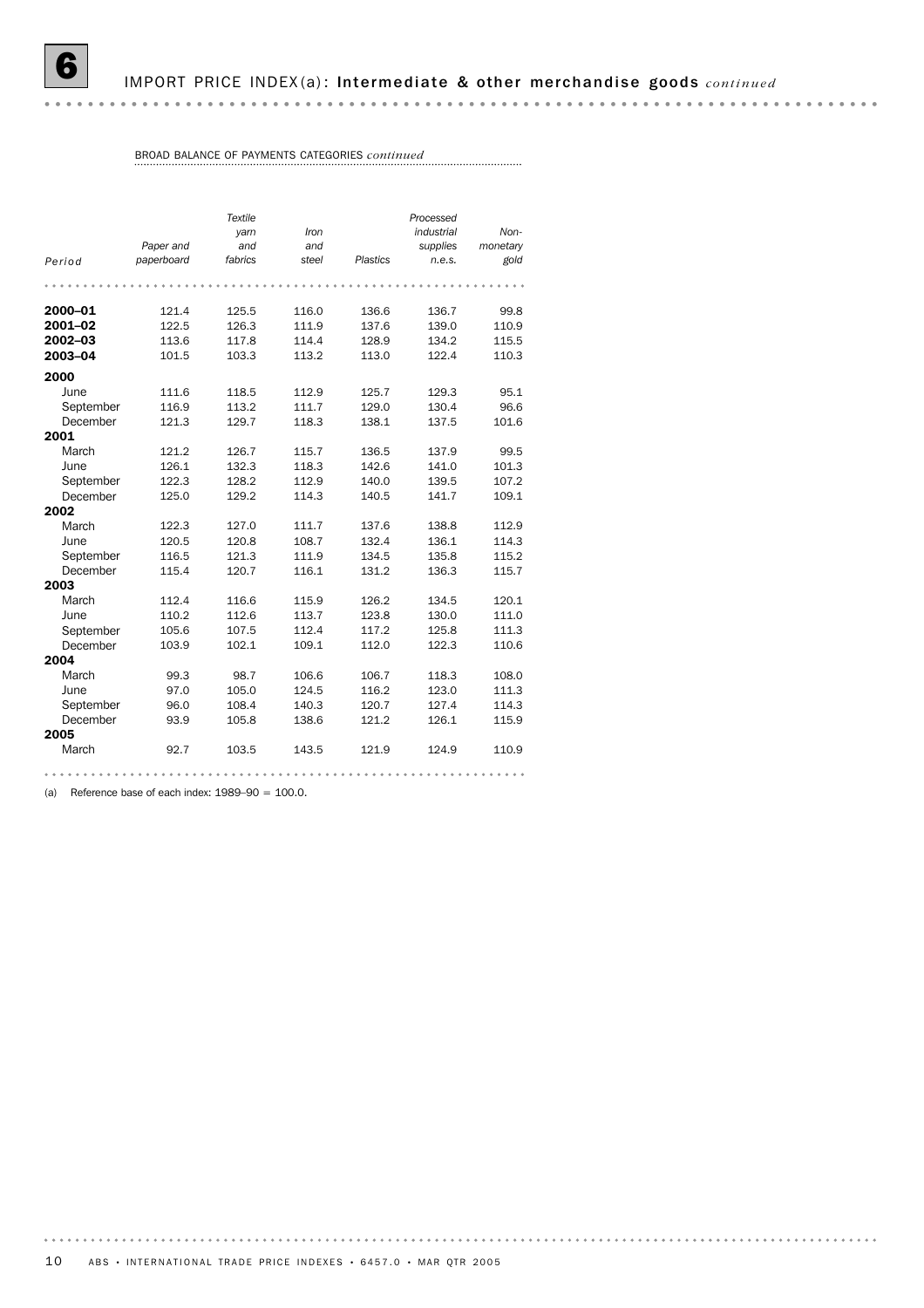# 6 IMPORT PRICE INDEX(a): Intermediate & other merchandise goods *continued*

BROAD BALANCE OF PAYMENTS CATEGORIES *continued*

| Period | *Paper and paperboard* | *Textile yarn and fabrics* | *Iron and steel* | *Plastics* | *Processed industrial supplies n.e.s.* | *Non-monetary gold* |
|---|---|---|---|---|---|---|
| **2000–01** | 121.4 | 125.5 | 116.0 | 136.6 | 136.7 | 99.8 |
| **2001–02** | 122.5 | 126.3 | 111.9 | 137.6 | 139.0 | 110.9 |
| **2002–03** | 113.6 | 117.8 | 114.4 | 128.9 | 134.2 | 115.5 |
| **2003–04** | 101.5 | 103.3 | 113.2 | 113.0 | 122.4 | 110.3 |
| **2000** | | | | | | |
| June | 111.6 | 118.5 | 112.9 | 125.7 | 129.3 | 95.1 |
| September | 116.9 | 113.2 | 111.7 | 129.0 | 130.4 | 96.6 |
| December | 121.3 | 129.7 | 118.3 | 138.1 | 137.5 | 101.6 |
| **2001** | | | | | | |
| March | 121.2 | 126.7 | 115.7 | 136.5 | 137.9 | 99.5 |
| June | 126.1 | 132.3 | 118.3 | 142.6 | 141.0 | 101.3 |
| September | 122.3 | 128.2 | 112.9 | 140.0 | 139.5 | 107.2 |
| December | 125.0 | 129.2 | 114.3 | 140.5 | 141.7 | 109.1 |
| **2002** | | | | | | |
| March | 122.3 | 127.0 | 111.7 | 137.6 | 138.8 | 112.9 |
| June | 120.5 | 120.8 | 108.7 | 132.4 | 136.1 | 114.3 |
| September | 116.5 | 121.3 | 111.9 | 134.5 | 135.8 | 115.2 |
| December | 115.4 | 120.7 | 116.1 | 131.2 | 136.3 | 115.7 |
| **2003** | | | | | | |
| March | 112.4 | 116.6 | 115.9 | 126.2 | 134.5 | 120.1 |
| June | 110.2 | 112.6 | 113.7 | 123.8 | 130.0 | 111.0 |
| September | 105.6 | 107.5 | 112.4 | 117.2 | 125.8 | 111.3 |
| December | 103.9 | 102.1 | 109.1 | 112.0 | 122.3 | 110.6 |
| **2004** | | | | | | |
| March | 99.3 | 98.7 | 106.6 | 106.7 | 118.3 | 108.0 |
| June | 97.0 | 105.0 | 124.5 | 116.2 | 123.0 | 111.3 |
| September | 96.0 | 108.4 | 140.3 | 120.7 | 127.4 | 114.3 |
| December | 93.9 | 105.8 | 138.6 | 121.2 | 126.1 | 115.9 |
| **2005** | | | | | | |
| March | 92.7 | 103.5 | 143.5 | 121.9 | 124.9 | 110.9 |

(a) Reference base of each index: 1989–90 = 100.0.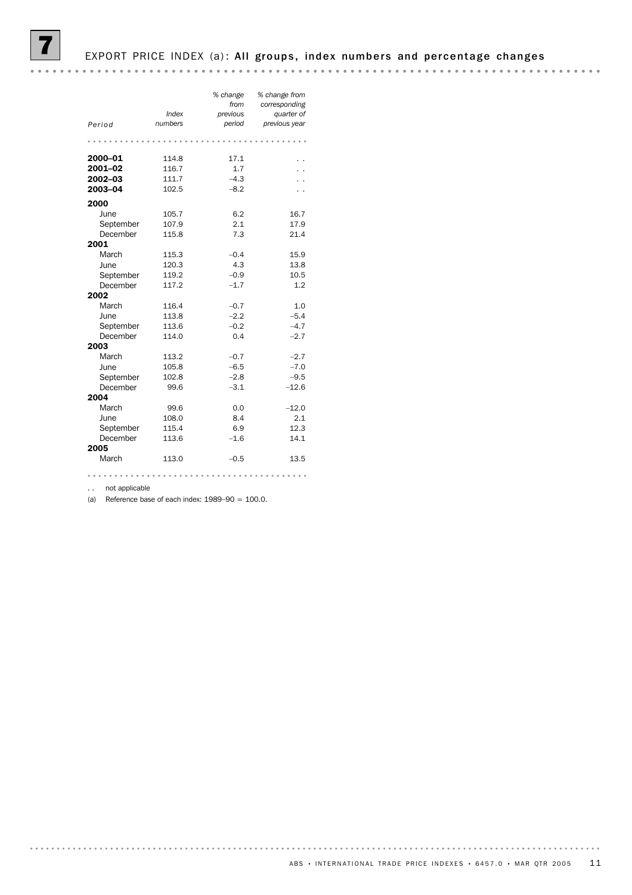# 7 EXPORT PRICE INDEX (a): All groups, index numbers and percentage changes

| Period | Index numbers | % change from previous period | % change from corresponding quarter of previous year |
|---|---|---|---|
| **2000–01** | 114.8 | 17.1 | . . |
| **2001–02** | 116.7 | 1.7 | . . |
| **2002–03** | 111.7 | –4.3 | . . |
| **2003–04** | 102.5 | –8.2 | . . |
| **2000** | | | |
| June | 105.7 | 6.2 | 16.7 |
| September | 107.9 | 2.1 | 17.9 |
| December | 115.8 | 7.3 | 21.4 |
| **2001** | | | |
| March | 115.3 | –0.4 | 15.9 |
| June | 120.3 | 4.3 | 13.8 |
| September | 119.2 | –0.9 | 10.5 |
| December | 117.2 | –1.7 | 1.2 |
| **2002** | | | |
| March | 116.4 | –0.7 | 1.0 |
| June | 113.8 | –2.2 | –5.4 |
| September | 113.6 | –0.2 | –4.7 |
| December | 114.0 | 0.4 | –2.7 |
| **2003** | | | |
| March | 113.2 | –0.7 | –2.7 |
| June | 105.8 | –6.5 | –7.0 |
| September | 102.8 | –2.8 | –9.5 |
| December | 99.6 | –3.1 | –12.6 |
| **2004** | | | |
| March | 99.6 | 0.0 | –12.0 |
| June | 108.0 | 8.4 | 2.1 |
| September | 115.4 | 6.9 | 12.3 |
| December | 113.6 | –1.6 | 14.1 |
| **2005** | | | |
| March | 113.0 | –0.5 | 13.5 |

. . not applicable

(a) Reference base of each index: 1989–90 = 100.0.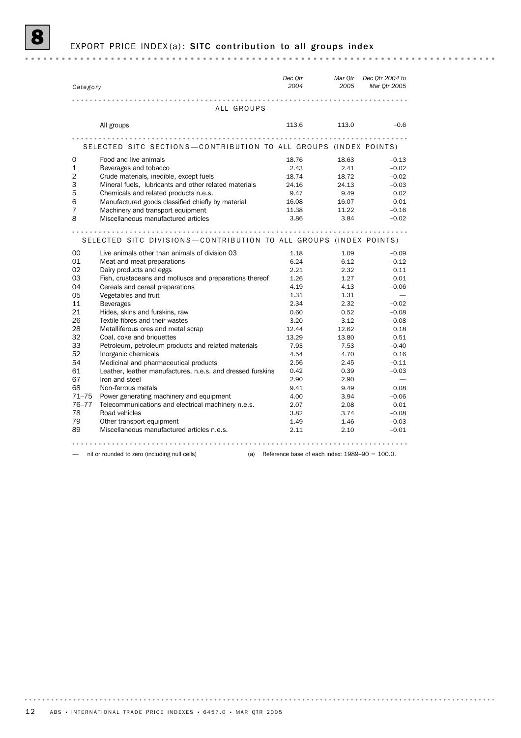# 8 EXPORT PRICE INDEX(a): SITC contribution to all groups index

| Category | | Dec Qtr 2004 | Mar Qtr 2005 | Dec Qtr 2004 to Mar Qtr 2005 |
|---|---|---|---|---|
| | **ALL GROUPS** | | | |
| | All groups | 113.6 | 113.0 | –0.6 |
| | **SELECTED SITC SECTIONS—CONTRIBUTION TO ALL GROUPS (INDEX POINTS)** | | | |
| 0 | Food and live animals | 18.76 | 18.63 | –0.13 |
| 1 | Beverages and tobacco | 2.43 | 2.41 | –0.02 |
| 2 | Crude materials, inedible, except fuels | 18.74 | 18.72 | –0.02 |
| 3 | Mineral fuels, lubricants and other related materials | 24.16 | 24.13 | –0.03 |
| 5 | Chemicals and related products n.e.s. | 9.47 | 9.49 | 0.02 |
| 6 | Manufactured goods classified chiefly by material | 16.08 | 16.07 | –0.01 |
| 7 | Machinery and transport equipment | 11.38 | 11.22 | –0.16 |
| 8 | Miscellaneous manufactured articles | 3.86 | 3.84 | –0.02 |
| | **SELECTED SITC DIVISIONS—CONTRIBUTION TO ALL GROUPS (INDEX POINTS)** | | | |
| 00 | Live animals other than animals of division 03 | 1.18 | 1.09 | –0.09 |
| 01 | Meat and meat preparations | 6.24 | 6.12 | –0.12 |
| 02 | Dairy products and eggs | 2.21 | 2.32 | 0.11 |
| 03 | Fish, crustaceans and molluscs and preparations thereof | 1.26 | 1.27 | 0.01 |
| 04 | Cereals and cereal preparations | 4.19 | 4.13 | –0.06 |
| 05 | Vegetables and fruit | 1.31 | 1.31 | — |
| 11 | Beverages | 2.34 | 2.32 | –0.02 |
| 21 | Hides, skins and furskins, raw | 0.60 | 0.52 | –0.08 |
| 26 | Textile fibres and their wastes | 3.20 | 3.12 | –0.08 |
| 28 | Metalliferous ores and metal scrap | 12.44 | 12.62 | 0.18 |
| 32 | Coal, coke and briquettes | 13.29 | 13.80 | 0.51 |
| 33 | Petroleum, petroleum products and related materials | 7.93 | 7.53 | –0.40 |
| 52 | Inorganic chemicals | 4.54 | 4.70 | 0.16 |
| 54 | Medicinal and pharmaceutical products | 2.56 | 2.45 | –0.11 |
| 61 | Leather, leather manufactures, n.e.s. and dressed furskins | 0.42 | 0.39 | –0.03 |
| 67 | Iron and steel | 2.90 | 2.90 | — |
| 68 | Non-ferrous metals | 9.41 | 9.49 | 0.08 |
| 71–75 | Power generating machinery and equipment | 4.00 | 3.94 | –0.06 |
| 76–77 | Telecommunications and electrical machinery n.e.s. | 2.07 | 2.08 | 0.01 |
| 78 | Road vehicles | 3.82 | 3.74 | –0.08 |
| 79 | Other transport equipment | 1.49 | 1.46 | –0.03 |
| 89 | Miscellaneous manufactured articles n.e.s. | 2.11 | 2.10 | –0.01 |

— nil or rounded to zero (including null cells)

(a) Reference base of each index: 1989–90 = 100.0.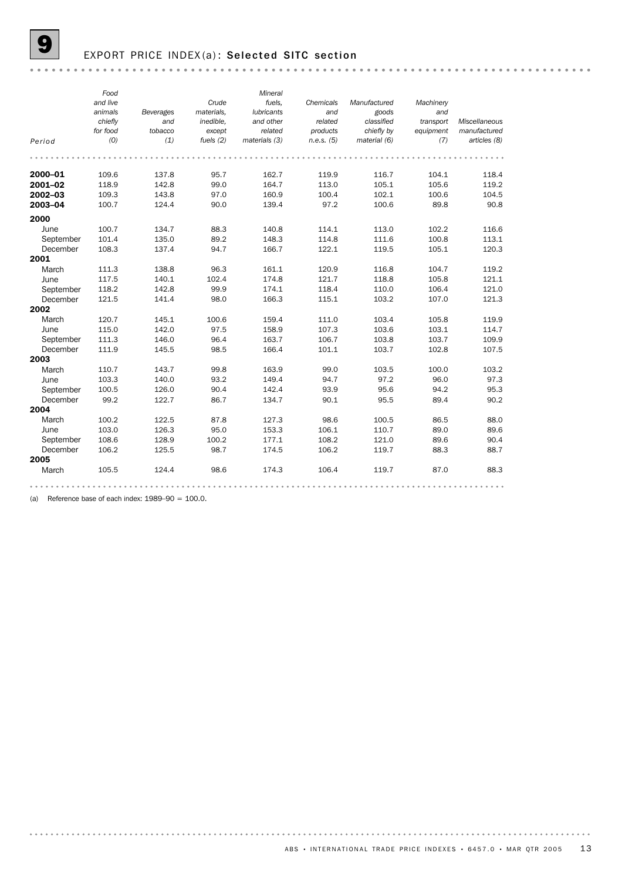# 9 EXPORT PRICE INDEX(a): Selected SITC section

| Period | Food and live animals chiefly for food (0) | Beverages and tobacco (1) | Crude materials, inedible, except fuels (2) | Mineral fuels, lubricants and other related materials (3) | Chemicals and related products n.e.s. (5) | Manufactured goods classified chiefly by material (6) | Machinery and transport equipment (7) | Miscellaneous manufactured articles (8) |
|---|---|---|---|---|---|---|---|---|
| **2000–01** | 109.6 | 137.8 | 95.7 | 162.7 | 119.9 | 116.7 | 104.1 | 118.4 |
| **2001–02** | 118.9 | 142.8 | 99.0 | 164.7 | 113.0 | 105.1 | 105.6 | 119.2 |
| **2002–03** | 109.3 | 143.8 | 97.0 | 160.9 | 100.4 | 102.1 | 100.6 | 104.5 |
| **2003–04** | 100.7 | 124.4 | 90.0 | 139.4 | 97.2 | 100.6 | 89.8 | 90.8 |
| **2000** | | | | | | | | |
| June | 100.7 | 134.7 | 88.3 | 140.8 | 114.1 | 113.0 | 102.2 | 116.6 |
| September | 101.4 | 135.0 | 89.2 | 148.3 | 114.8 | 111.6 | 100.8 | 113.1 |
| December | 108.3 | 137.4 | 94.7 | 166.7 | 122.1 | 119.5 | 105.1 | 120.3 |
| **2001** | | | | | | | | |
| March | 111.3 | 138.8 | 96.3 | 161.1 | 120.9 | 116.8 | 104.7 | 119.2 |
| June | 117.5 | 140.1 | 102.4 | 174.8 | 121.7 | 118.8 | 105.8 | 121.1 |
| September | 118.2 | 142.8 | 99.9 | 174.1 | 118.4 | 110.0 | 106.4 | 121.0 |
| December | 121.5 | 141.4 | 98.0 | 166.3 | 115.1 | 103.2 | 107.0 | 121.3 |
| **2002** | | | | | | | | |
| March | 120.7 | 145.1 | 100.6 | 159.4 | 111.0 | 103.4 | 105.8 | 119.9 |
| June | 115.0 | 142.0 | 97.5 | 158.9 | 107.3 | 103.6 | 103.1 | 114.7 |
| September | 111.3 | 146.0 | 96.4 | 163.7 | 106.7 | 103.8 | 103.7 | 109.9 |
| December | 111.9 | 145.5 | 98.5 | 166.4 | 101.1 | 103.7 | 102.8 | 107.5 |
| **2003** | | | | | | | | |
| March | 110.7 | 143.7 | 99.8 | 163.9 | 99.0 | 103.5 | 100.0 | 103.2 |
| June | 103.3 | 140.0 | 93.2 | 149.4 | 94.7 | 97.2 | 96.0 | 97.3 |
| September | 100.5 | 126.0 | 90.4 | 142.4 | 93.9 | 95.6 | 94.2 | 95.3 |
| December | 99.2 | 122.7 | 86.7 | 134.7 | 90.1 | 95.5 | 89.4 | 90.2 |
| **2004** | | | | | | | | |
| March | 100.2 | 122.5 | 87.8 | 127.3 | 98.6 | 100.5 | 86.5 | 88.0 |
| June | 103.0 | 126.3 | 95.0 | 153.3 | 106.1 | 110.7 | 89.0 | 89.6 |
| September | 108.6 | 128.9 | 100.2 | 177.1 | 108.2 | 121.0 | 89.6 | 90.4 |
| December | 106.2 | 125.5 | 98.7 | 174.5 | 106.2 | 119.7 | 88.3 | 88.7 |
| **2005** | | | | | | | | |
| March | 105.5 | 124.4 | 98.6 | 174.3 | 106.4 | 119.7 | 87.0 | 88.3 |

(a) Reference base of each index: 1989–90 = 100.0.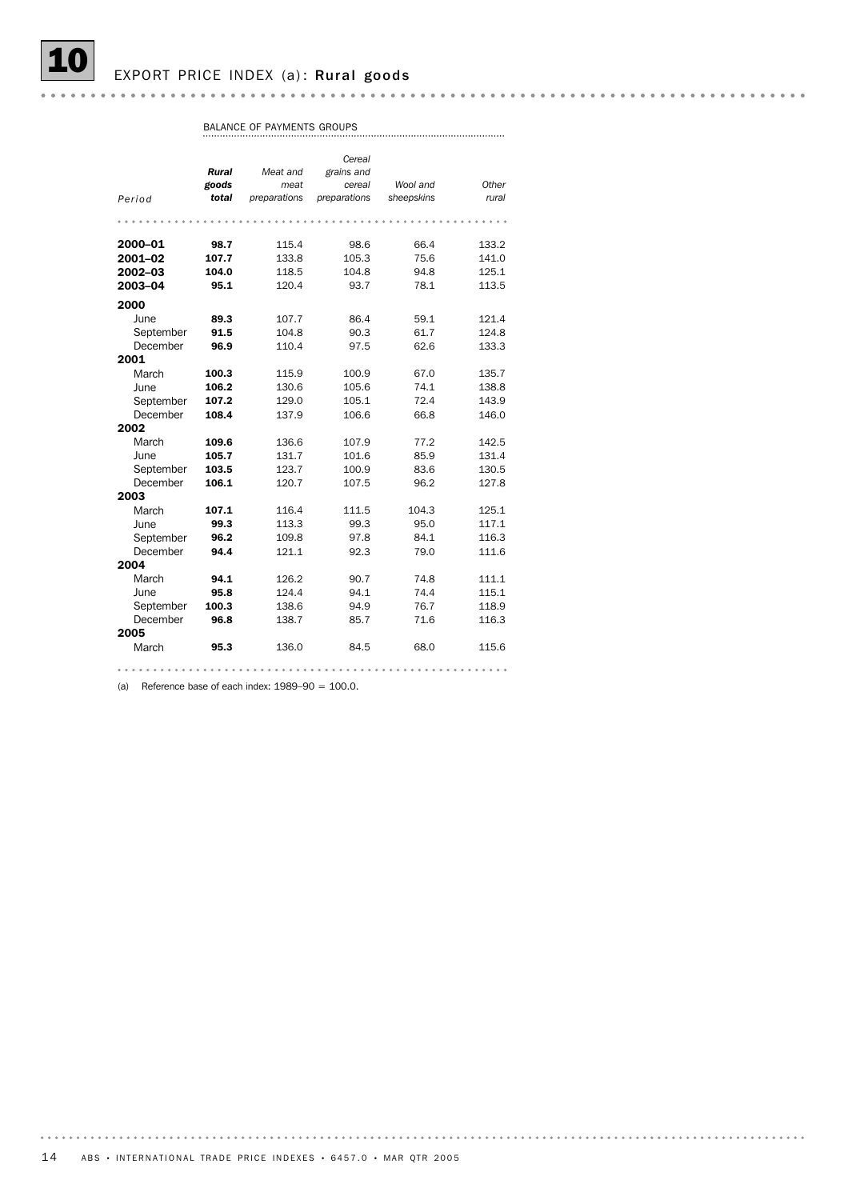# 10 EXPORT PRICE INDEX (a): Rural goods

| Period | Rural goods total | BALANCE OF PAYMENTS GROUPS Meat and meat preparations | Cereal grains and cereal preparations | Wool and sheepskins | Other rural |
|---|---|---|---|---|---|
| **2000–01** | **98.7** | 115.4 | 98.6 | 66.4 | 133.2 |
| **2001–02** | **107.7** | 133.8 | 105.3 | 75.6 | 141.0 |
| **2002–03** | **104.0** | 118.5 | 104.8 | 94.8 | 125.1 |
| **2003–04** | **95.1** | 120.4 | 93.7 | 78.1 | 113.5 |
| **2000** | | | | | |
| June | **89.3** | 107.7 | 86.4 | 59.1 | 121.4 |
| September | **91.5** | 104.8 | 90.3 | 61.7 | 124.8 |
| December | **96.9** | 110.4 | 97.5 | 62.6 | 133.3 |
| **2001** | | | | | |
| March | **100.3** | 115.9 | 100.9 | 67.0 | 135.7 |
| June | **106.2** | 130.6 | 105.6 | 74.1 | 138.8 |
| September | **107.2** | 129.0 | 105.1 | 72.4 | 143.9 |
| December | **108.4** | 137.9 | 106.6 | 66.8 | 146.0 |
| **2002** | | | | | |
| March | **109.6** | 136.6 | 107.9 | 77.2 | 142.5 |
| June | **105.7** | 131.7 | 101.6 | 85.9 | 131.4 |
| September | **103.5** | 123.7 | 100.9 | 83.6 | 130.5 |
| December | **106.1** | 120.7 | 107.5 | 96.2 | 127.8 |
| **2003** | | | | | |
| March | **107.1** | 116.4 | 111.5 | 104.3 | 125.1 |
| June | **99.3** | 113.3 | 99.3 | 95.0 | 117.1 |
| September | **96.2** | 109.8 | 97.8 | 84.1 | 116.3 |
| December | **94.4** | 121.1 | 92.3 | 79.0 | 111.6 |
| **2004** | | | | | |
| March | **94.1** | 126.2 | 90.7 | 74.8 | 111.1 |
| June | **95.8** | 124.4 | 94.1 | 74.4 | 115.1 |
| September | **100.3** | 138.6 | 94.9 | 76.7 | 118.9 |
| December | **96.8** | 138.7 | 85.7 | 71.6 | 116.3 |
| **2005** | | | | | |
| March | **95.3** | 136.0 | 84.5 | 68.0 | 115.6 |

(a) Reference base of each index: 1989–90 = 100.0.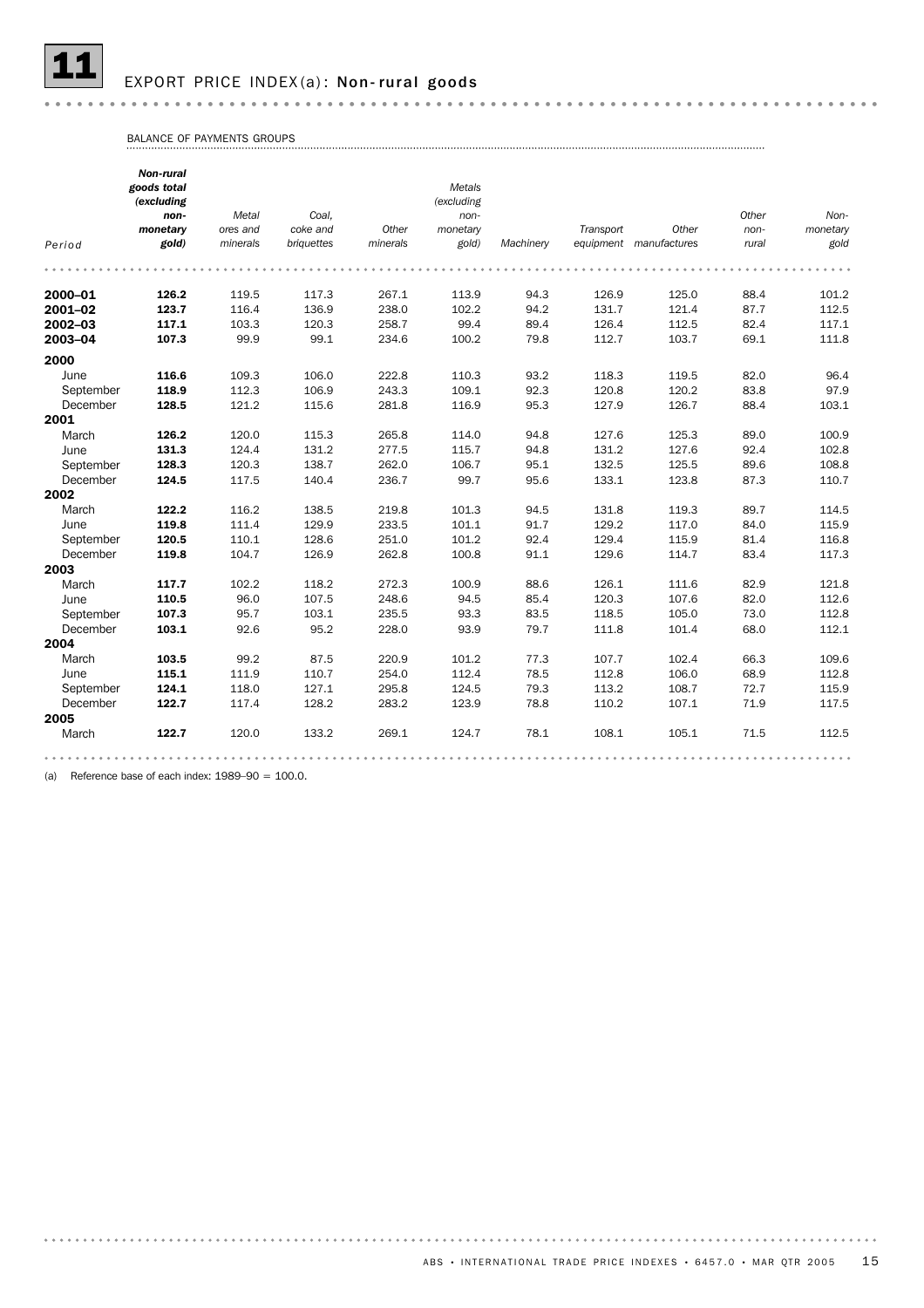# 11 EXPORT PRICE INDEX(a): Non-rural goods

BALANCE OF PAYMENTS GROUPS

| Period | *Non-rural goods total (excluding non-monetary gold)* | *Metal ores and minerals* | *Coal, coke and briquettes* | *Other minerals* | *Metals (excluding non-monetary gold)* | *Machinery* | *Transport equipment* | *Other manufactures* | *Other non-rural* | *Non-monetary gold* |
|---|---|---|---|---|---|---|---|---|---|---|
| **2000–01** | **126.2** | 119.5 | 117.3 | 267.1 | 113.9 | 94.3 | 126.9 | 125.0 | 88.4 | 101.2 |
| **2001–02** | **123.7** | 116.4 | 136.9 | 238.0 | 102.2 | 94.2 | 131.7 | 121.4 | 87.7 | 112.5 |
| **2002–03** | **117.1** | 103.3 | 120.3 | 258.7 | 99.4 | 89.4 | 126.4 | 112.5 | 82.4 | 117.1 |
| **2003–04** | **107.3** | 99.9 | 99.1 | 234.6 | 100.2 | 79.8 | 112.7 | 103.7 | 69.1 | 111.8 |
| **2000** | | | | | | | | | | |
| June | **116.6** | 109.3 | 106.0 | 222.8 | 110.3 | 93.2 | 118.3 | 119.5 | 82.0 | 96.4 |
| September | **118.9** | 112.3 | 106.9 | 243.3 | 109.1 | 92.3 | 120.8 | 120.2 | 83.8 | 97.9 |
| December | **128.5** | 121.2 | 115.6 | 281.8 | 116.9 | 95.3 | 127.9 | 126.7 | 88.4 | 103.1 |
| **2001** | | | | | | | | | | |
| March | **126.2** | 120.0 | 115.3 | 265.8 | 114.0 | 94.8 | 127.6 | 125.3 | 89.0 | 100.9 |
| June | **131.3** | 124.4 | 131.2 | 277.5 | 115.7 | 94.8 | 131.2 | 127.6 | 92.4 | 102.8 |
| September | **128.3** | 120.3 | 138.7 | 262.0 | 106.7 | 95.1 | 132.5 | 125.5 | 89.6 | 108.8 |
| December | **124.5** | 117.5 | 140.4 | 236.7 | 99.7 | 95.6 | 133.1 | 123.8 | 87.3 | 110.7 |
| **2002** | | | | | | | | | | |
| March | **122.2** | 116.2 | 138.5 | 219.8 | 101.3 | 94.5 | 131.8 | 119.3 | 89.7 | 114.5 |
| June | **119.8** | 111.4 | 129.9 | 233.5 | 101.1 | 91.7 | 129.2 | 117.0 | 84.0 | 115.9 |
| September | **120.5** | 110.1 | 128.6 | 251.0 | 101.2 | 92.4 | 129.4 | 115.9 | 81.4 | 116.8 |
| December | **119.8** | 104.7 | 126.9 | 262.8 | 100.8 | 91.1 | 129.6 | 114.7 | 83.4 | 117.3 |
| **2003** | | | | | | | | | | |
| March | **117.7** | 102.2 | 118.2 | 272.3 | 100.9 | 88.6 | 126.1 | 111.6 | 82.9 | 121.8 |
| June | **110.5** | 96.0 | 107.5 | 248.6 | 94.5 | 85.4 | 120.3 | 107.6 | 82.0 | 112.6 |
| September | **107.3** | 95.7 | 103.1 | 235.5 | 93.3 | 83.5 | 118.5 | 105.0 | 73.0 | 112.8 |
| December | **103.1** | 92.6 | 95.2 | 228.0 | 93.9 | 79.7 | 111.8 | 101.4 | 68.0 | 112.1 |
| **2004** | | | | | | | | | | |
| March | **103.5** | 99.2 | 87.5 | 220.9 | 101.2 | 77.3 | 107.7 | 102.4 | 66.3 | 109.6 |
| June | **115.1** | 111.9 | 110.7 | 254.0 | 112.4 | 78.5 | 112.8 | 106.0 | 68.9 | 112.8 |
| September | **124.1** | 118.0 | 127.1 | 295.8 | 124.5 | 79.3 | 113.2 | 108.7 | 72.7 | 115.9 |
| December | **122.7** | 117.4 | 128.2 | 283.2 | 123.9 | 78.8 | 110.2 | 107.1 | 71.9 | 117.5 |
| **2005** | | | | | | | | | | |
| March | **122.7** | 120.0 | 133.2 | 269.1 | 124.7 | 78.1 | 108.1 | 105.1 | 71.5 | 112.5 |

(a) Reference base of each index: 1989–90 = 100.0.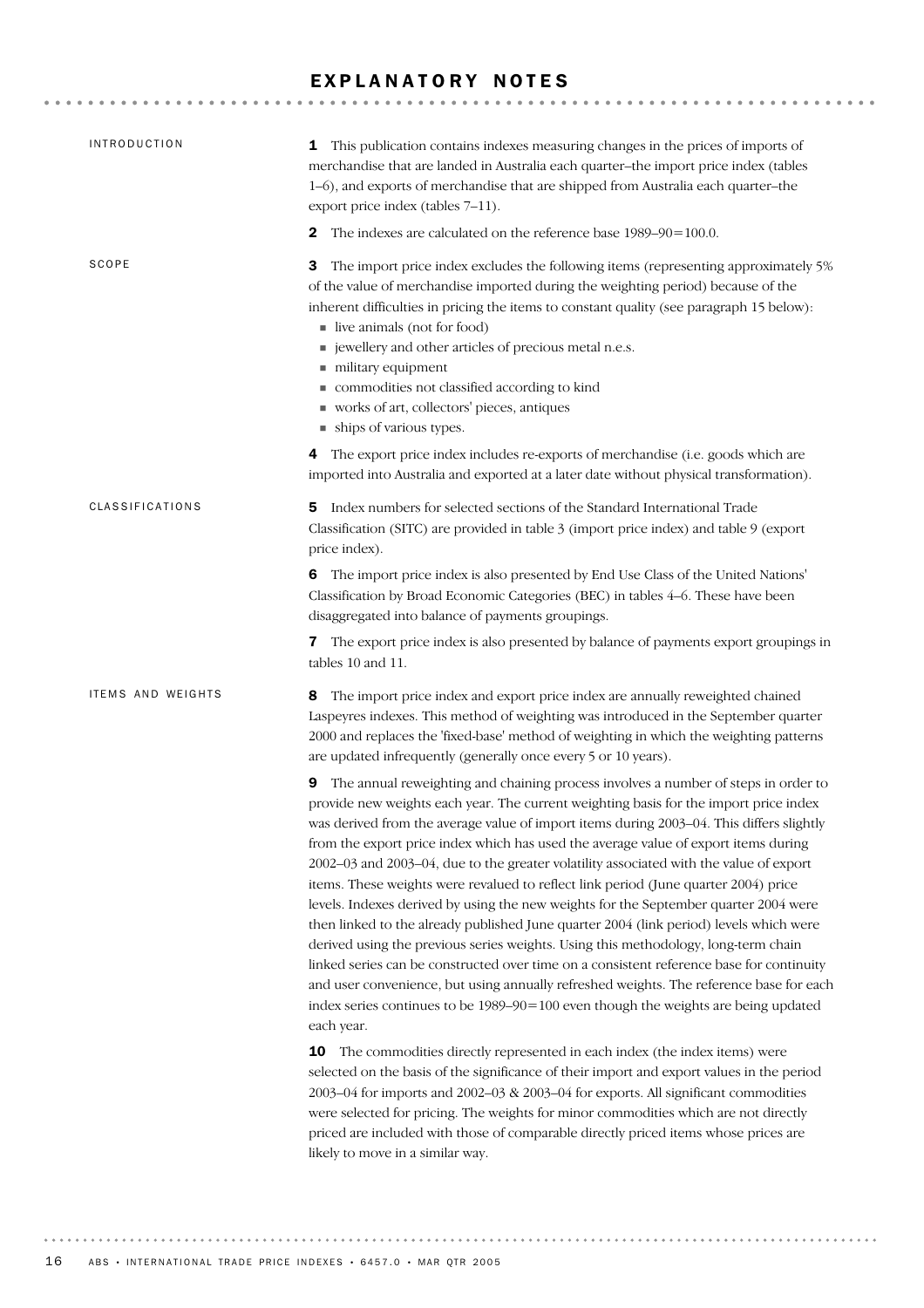# EXPLANATORY NOTES

## INTRODUCTION

**1** This publication contains indexes measuring changes in the prices of imports of merchandise that are landed in Australia each quarter–the import price index (tables 1–6), and exports of merchandise that are shipped from Australia each quarter–the export price index (tables 7–11).

**2** The indexes are calculated on the reference base 1989–90=100.0.

## SCOPE

**3** The import price index excludes the following items (representing approximately 5% of the value of merchandise imported during the weighting period) because of the inherent difficulties in pricing the items to constant quality (see paragraph 15 below):

- live animals (not for food)
- jewellery and other articles of precious metal n.e.s.
- military equipment
- commodities not classified according to kind
- works of art, collectors' pieces, antiques
- ships of various types.

**4** The export price index includes re-exports of merchandise (i.e. goods which are imported into Australia and exported at a later date without physical transformation).

## CLASSIFICATIONS

**5** Index numbers for selected sections of the Standard International Trade Classification (SITC) are provided in table 3 (import price index) and table 9 (export price index).

**6** The import price index is also presented by End Use Class of the United Nations' Classification by Broad Economic Categories (BEC) in tables 4–6. These have been disaggregated into balance of payments groupings.

**7** The export price index is also presented by balance of payments export groupings in tables 10 and 11.

## ITEMS AND WEIGHTS

**8** The import price index and export price index are annually reweighted chained Laspeyres indexes. This method of weighting was introduced in the September quarter 2000 and replaces the 'fixed-base' method of weighting in which the weighting patterns are updated infrequently (generally once every 5 or 10 years).

**9** The annual reweighting and chaining process involves a number of steps in order to provide new weights each year. The current weighting basis for the import price index was derived from the average value of import items during 2003–04. This differs slightly from the export price index which has used the average value of export items during 2002–03 and 2003–04, due to the greater volatility associated with the value of export items. These weights were revalued to reflect link period (June quarter 2004) price levels. Indexes derived by using the new weights for the September quarter 2004 were then linked to the already published June quarter 2004 (link period) levels which were derived using the previous series weights. Using this methodology, long-term chain linked series can be constructed over time on a consistent reference base for continuity and user convenience, but using annually refreshed weights. The reference base for each index series continues to be 1989–90=100 even though the weights are being updated each year.

**10** The commodities directly represented in each index (the index items) were selected on the basis of the significance of their import and export values in the period 2003–04 for imports and 2002–03 & 2003–04 for exports. All significant commodities were selected for pricing. The weights for minor commodities which are not directly priced are included with those of comparable directly priced items whose prices are likely to move in a similar way.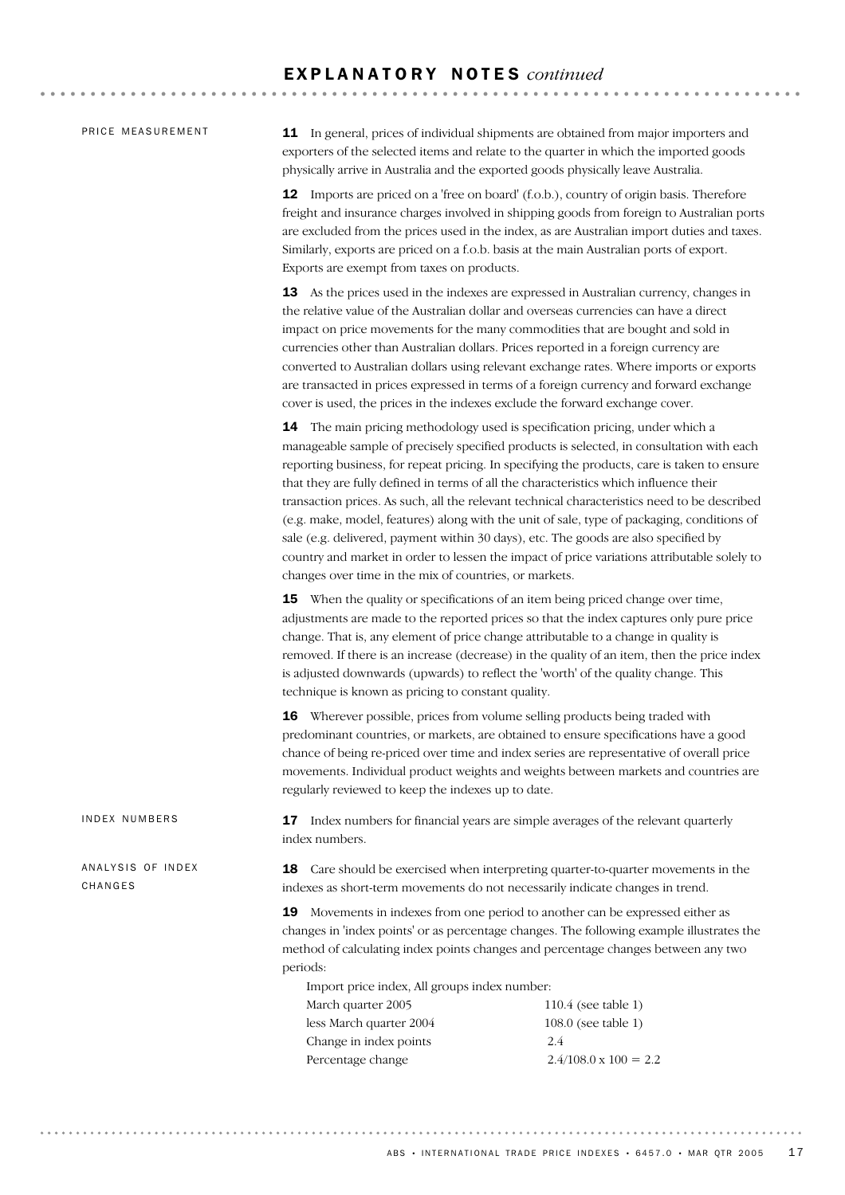## EXPLANATORY NOTES *continued*

### PRICE MEASUREMENT

**11** In general, prices of individual shipments are obtained from major importers and exporters of the selected items and relate to the quarter in which the imported goods physically arrive in Australia and the exported goods physically leave Australia.

**12** Imports are priced on a 'free on board' (f.o.b.), country of origin basis. Therefore freight and insurance charges involved in shipping goods from foreign to Australian ports are excluded from the prices used in the index, as are Australian import duties and taxes. Similarly, exports are priced on a f.o.b. basis at the main Australian ports of export. Exports are exempt from taxes on products.

**13** As the prices used in the indexes are expressed in Australian currency, changes in the relative value of the Australian dollar and overseas currencies can have a direct impact on price movements for the many commodities that are bought and sold in currencies other than Australian dollars. Prices reported in a foreign currency are converted to Australian dollars using relevant exchange rates. Where imports or exports are transacted in prices expressed in terms of a foreign currency and forward exchange cover is used, the prices in the indexes exclude the forward exchange cover.

**14** The main pricing methodology used is specification pricing, under which a manageable sample of precisely specified products is selected, in consultation with each reporting business, for repeat pricing. In specifying the products, care is taken to ensure that they are fully defined in terms of all the characteristics which influence their transaction prices. As such, all the relevant technical characteristics need to be described (e.g. make, model, features) along with the unit of sale, type of packaging, conditions of sale (e.g. delivered, payment within 30 days), etc. The goods are also specified by country and market in order to lessen the impact of price variations attributable solely to changes over time in the mix of countries, or markets.

**15** When the quality or specifications of an item being priced change over time, adjustments are made to the reported prices so that the index captures only pure price change. That is, any element of price change attributable to a change in quality is removed. If there is an increase (decrease) in the quality of an item, then the price index is adjusted downwards (upwards) to reflect the 'worth' of the quality change. This technique is known as pricing to constant quality.

**16** Wherever possible, prices from volume selling products being traded with predominant countries, or markets, are obtained to ensure specifications have a good chance of being re-priced over time and index series are representative of overall price movements. Individual product weights and weights between markets and countries are regularly reviewed to keep the indexes up to date.

### INDEX NUMBERS

**17** Index numbers for financial years are simple averages of the relevant quarterly index numbers.

### ANALYSIS OF INDEX CHANGES

**18** Care should be exercised when interpreting quarter-to-quarter movements in the indexes as short-term movements do not necessarily indicate changes in trend.

**19** Movements in indexes from one period to another can be expressed either as changes in 'index points' or as percentage changes. The following example illustrates the method of calculating index points changes and percentage changes between any two periods:

Import price index, All groups index number:

| | |
|---|---|
| March quarter 2005 | 110.4 (see table 1) |
| less March quarter 2004 | 108.0 (see table 1) |
| Change in index points | 2.4 |
| Percentage change | 2.4/108.0 x 100 = 2.2 |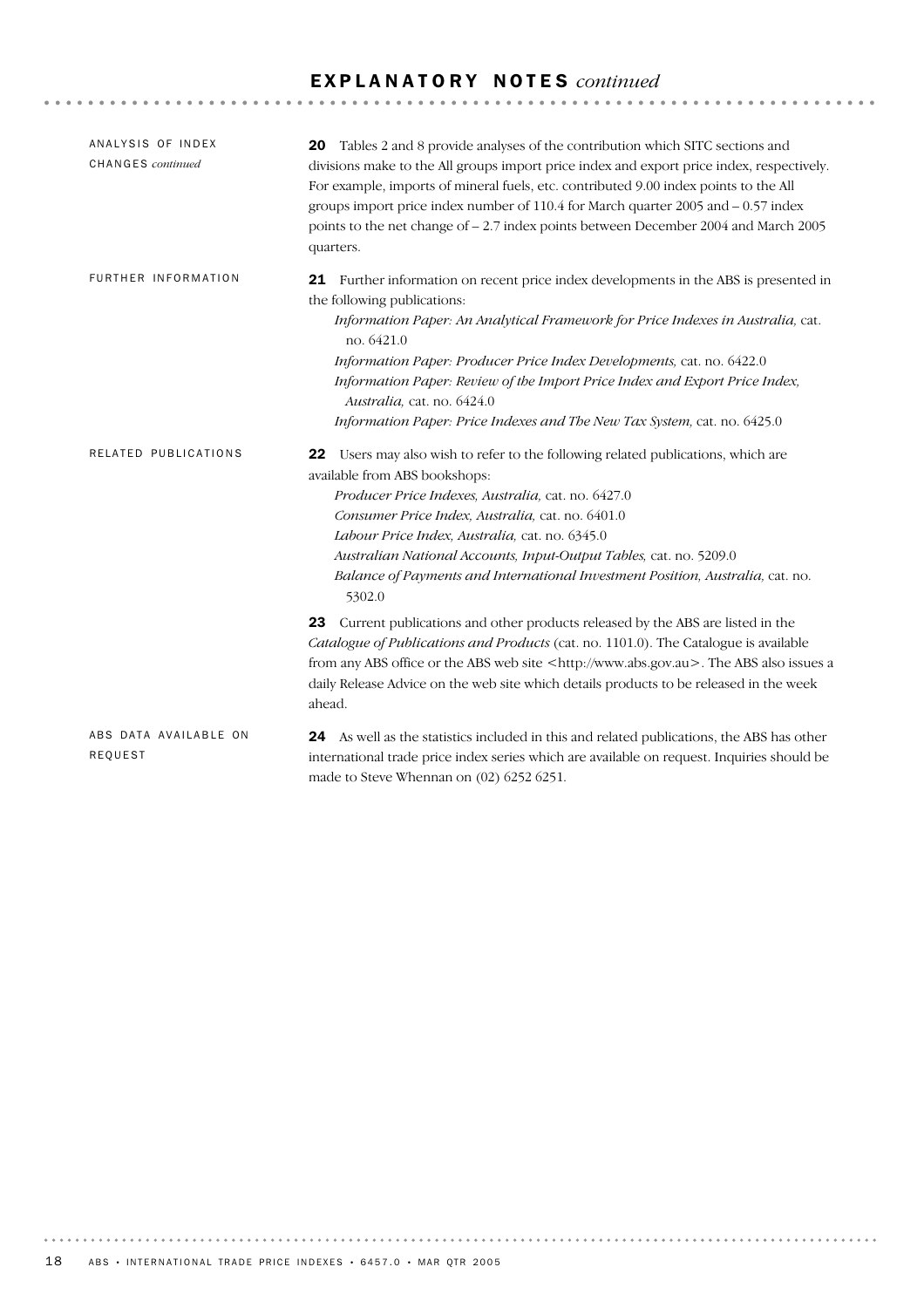# EXPLANATORY NOTES *continued*

## ANALYSIS OF INDEX CHANGES *continued*

**20** Tables 2 and 8 provide analyses of the contribution which SITC sections and divisions make to the All groups import price index and export price index, respectively. For example, imports of mineral fuels, etc. contributed 9.00 index points to the All groups import price index number of 110.4 for March quarter 2005 and – 0.57 index points to the net change of – 2.7 index points between December 2004 and March 2005 quarters.

## FURTHER INFORMATION

**21** Further information on recent price index developments in the ABS is presented in the following publications:

*Information Paper: An Analytical Framework for Price Indexes in Australia,* cat. no. 6421.0

*Information Paper: Producer Price Index Developments,* cat. no. 6422.0

*Information Paper: Review of the Import Price Index and Export Price Index, Australia,* cat. no. 6424.0

*Information Paper: Price Indexes and The New Tax System,* cat. no. 6425.0

## RELATED PUBLICATIONS

**22** Users may also wish to refer to the following related publications, which are available from ABS bookshops:

*Producer Price Indexes, Australia,* cat. no. 6427.0

*Consumer Price Index, Australia,* cat. no. 6401.0

*Labour Price Index, Australia,* cat. no. 6345.0

*Australian National Accounts, Input-Output Tables,* cat. no. 5209.0

*Balance of Payments and International Investment Position, Australia,* cat. no. 5302.0

**23** Current publications and other products released by the ABS are listed in the *Catalogue of Publications and Products* (cat. no. 1101.0). The Catalogue is available from any ABS office or the ABS web site <http://www.abs.gov.au>. The ABS also issues a daily Release Advice on the web site which details products to be released in the week ahead.

## ABS DATA AVAILABLE ON REQUEST

**24** As well as the statistics included in this and related publications, the ABS has other international trade price index series which are available on request. Inquiries should be made to Steve Whennan on (02) 6252 6251.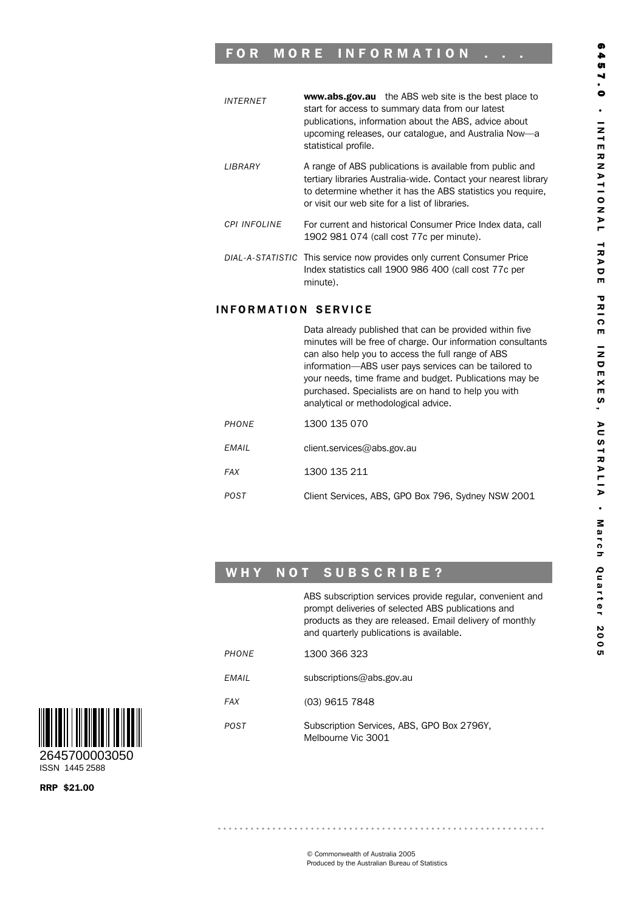## FOR MORE INFORMATION . . .

| | |
|---|---|
| *INTERNET* | **www.abs.gov.au** the ABS web site is the best place to start for access to summary data from our latest publications, information about the ABS, advice about upcoming releases, our catalogue, and Australia Now—a statistical profile. |
| *LIBRARY* | A range of ABS publications is available from public and tertiary libraries Australia-wide. Contact your nearest library to determine whether it has the ABS statistics you require, or visit our web site for a list of libraries. |
| *CPI INFOLINE* | For current and historical Consumer Price Index data, call 1902 981 074 (call cost 77c per minute). |
| *DIAL-A-STATISTIC* | This service now provides only current Consumer Price Index statistics call 1900 986 400 (call cost 77c per minute). |

### INFORMATION SERVICE

Data already published that can be provided within five minutes will be free of charge. Our information consultants can also help you to access the full range of ABS information—ABS user pays services can be tailored to your needs, time frame and budget. Publications may be purchased. Specialists are on hand to help you with analytical or methodological advice.

| | |
|---|---|
| *PHONE* | 1300 135 070 |
| *EMAIL* | client.services@abs.gov.au |
| *FAX* | 1300 135 211 |
| *POST* | Client Services, ABS, GPO Box 796, Sydney NSW 2001 |

## WHY NOT SUBSCRIBE?

ABS subscription services provide regular, convenient and prompt deliveries of selected ABS publications and products as they are released. Email delivery of monthly and quarterly publications is available.

| | |
|---|---|
| *PHONE* | 1300 366 323 |
| *EMAIL* | subscriptions@abs.gov.au |
| *FAX* | (03) 9615 7848 |
| *POST* | Subscription Services, ABS, GPO Box 2796Y, Melbourne Vic 3001 |

2645700003050
ISSN 1445 2588

**RRP $21.00**

© Commonwealth of Australia 2005
Produced by the Australian Bureau of Statistics